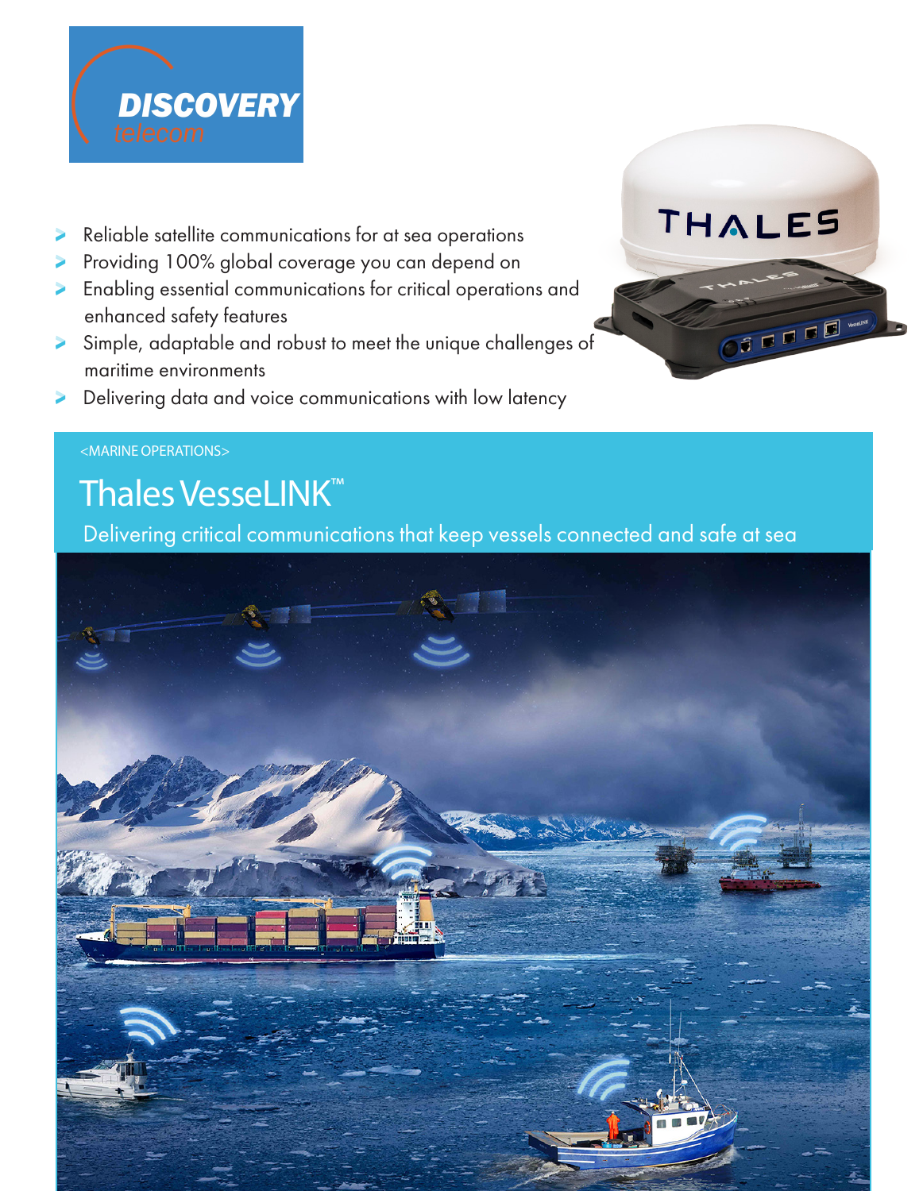DISCOVERY telecom

- Reliable satellite communications for at sea operations
- Providing 100% global coverage you can depend on
- Enabling essential communications for critical operations and enhanced safety features
- Simple, adaptable and robust to meet the unique challenges of maritime environments
- Delivering data and voice communications with low latency

<MARINE OPERATIONS>

# Thales VesseLINK™

Delivering critical communications that keep vessels connected and safe at sea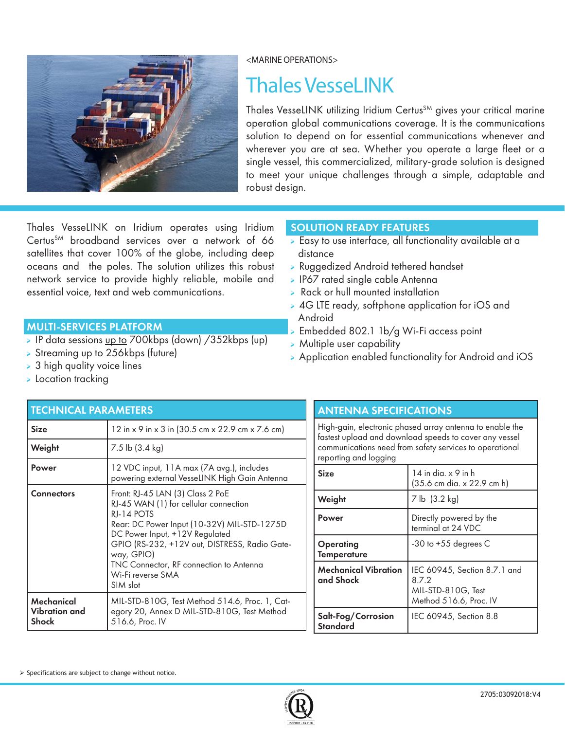<MARINE OPERATIONS>

# Thales VesseLINK

Thales VesseLINK utilizing Iridium Certus[SM] gives your critical marine operation global communications coverage. It is the communications solution to depend on for essential communications whenever and wherever you are at sea. Whether you operate a large fleet or a single vessel, this commercialized, military-grade solution is designed to meet your unique challenges through a simple, adaptable and robust design.

Thales VesseLINK on Iridium operates using Iridium Certus[SM] broadband services over a network of 66 satellites that cover 100% of the globe, including deep oceans and the poles. The solution utilizes this robust network service to provide highly reliable, mobile and essential voice, text and web communications.

## MULTI-SERVICES PLATFORM

- IP data sessions up to 700kbps (down) /352kbps (up)
- Streaming up to 256kbps (future)
- 3 high quality voice lines
- Location tracking

## SOLUTION READY FEATURES

- Easy to use interface, all functionality available at a distance
- Ruggedized Android tethered handset
- IP67 rated single cable Antenna
- Rack or hull mounted installation
- 4G LTE ready, softphone application for iOS and Android
- Embedded 802.1 1b/g Wi-Fi access point
- Multiple user capability
- Application enabled functionality for Android and iOS

## TECHNICAL PARAMETERS

| | |
|---|---|
| **Size** | 12 in x 9 in x 3 in (30.5 cm x 22.9 cm x 7.6 cm) |
| **Weight** | 7.5 lb (3.4 kg) |
| **Power** | 12 VDC input, 11A max (7A avg.), includes powering external VesseLINK High Gain Antenna |
| **Connectors** | Front: RJ-45 LAN (3) Class 2 PoE<br>RJ-45 WAN (1) for cellular connection<br>RJ-14 POTS<br>Rear: DC Power Input (10-32V) MIL-STD-1275D DC Power Input, +12V Regulated<br>GPIO (RS-232, +12V out, DISTRESS, Radio Gateway, GPIO)<br>TNC Connector, RF connection to Antenna<br>Wi-Fi reverse SMA<br>SIM slot |
| **Mechanical Vibration and Shock** | MIL-STD-810G, Test Method 514.6, Proc. 1, Category 20, Annex D MIL-STD-810G, Test Method 516.6, Proc. IV |

## ANTENNA SPECIFICATIONS

High-gain, electronic phased array antenna to enable the fastest upload and download speeds to cover any vessel communications need from safety services to operational reporting and logging

| | |
|---|---|
| **Size** | 14 in dia. x 9 in h<br>(35.6 cm dia. x 22.9 cm h) |
| **Weight** | 7 lb (3.2 kg) |
| **Power** | Directly powered by the terminal at 24 VDC |
| **Operating Temperature** | -30 to +55 degrees C |
| **Mechanical Vibration and Shock** | IEC 60945, Section 8.7.1 and 8.7.2<br>MIL-STD-810G, Test Method 516.6, Proc. IV |
| **Salt-Fog/Corrosion Standard** | IEC 60945, Section 8.8 |

➢ Specifications are subject to change without notice.

2705:03092018:V4